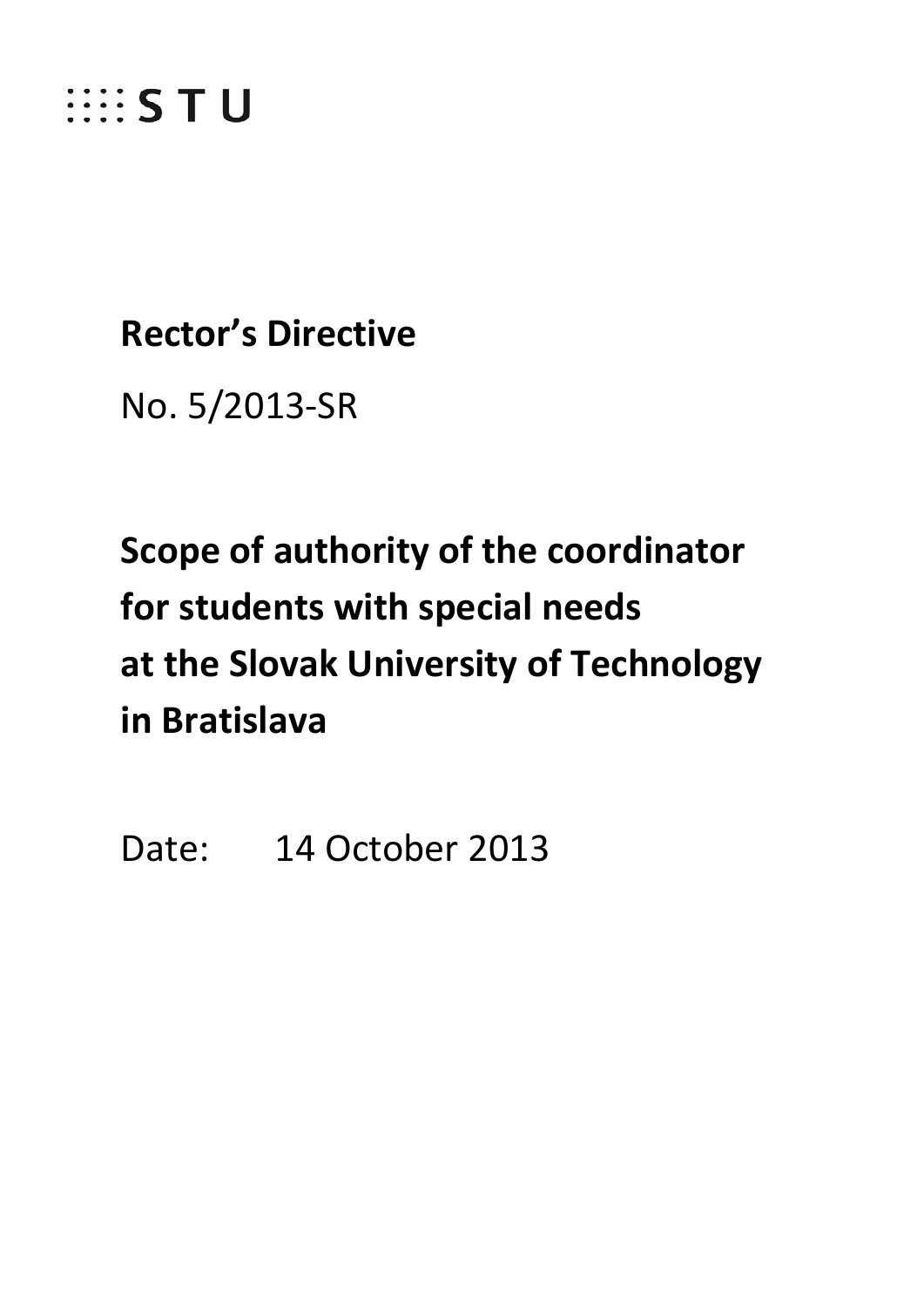STU

# Rector's Directive

No. 5/2013-SR

# Scope of authority of the coordinator for students with special needs at the Slovak University of Technology in Bratislava

Date: 14 October 2013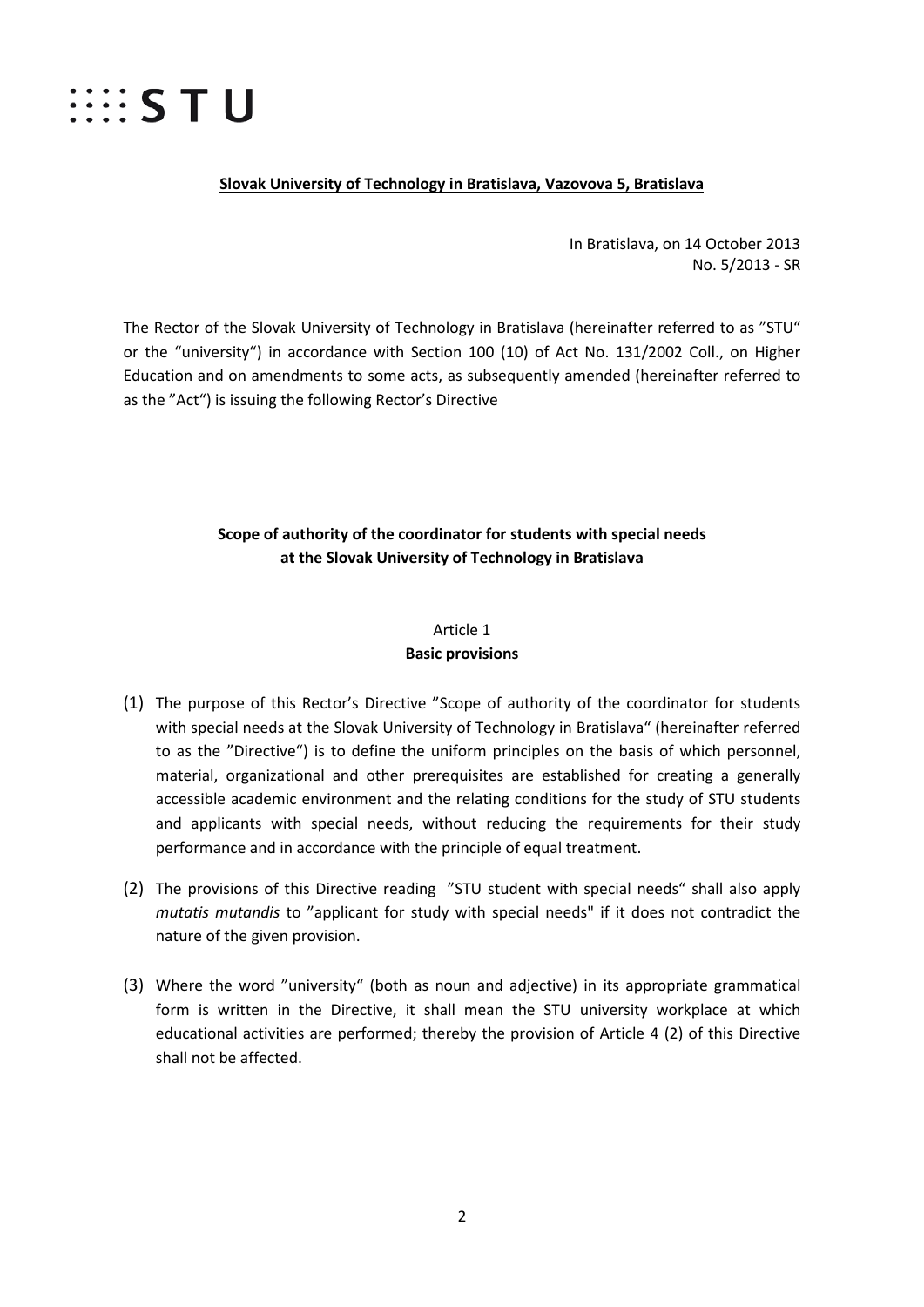**Slovak University of Technology in Bratislava, Vazovova 5, Bratislava**

In Bratislava, on 14 October 2013
No. 5/2013 - SR

The Rector of the Slovak University of Technology in Bratislava (hereinafter referred to as "STU" or the "university") in accordance with Section 100 (10) of Act No. 131/2002 Coll., on Higher Education and on amendments to some acts, as subsequently amended (hereinafter referred to as the "Act") is issuing the following Rector's Directive

**Scope of authority of the coordinator for students with special needs at the Slovak University of Technology in Bratislava**

Article 1
**Basic provisions**

(1) The purpose of this Rector's Directive "Scope of authority of the coordinator for students with special needs at the Slovak University of Technology in Bratislava" (hereinafter referred to as the "Directive") is to define the uniform principles on the basis of which personnel, material, organizational and other prerequisites are established for creating a generally accessible academic environment and the relating conditions for the study of STU students and applicants with special needs, without reducing the requirements for their study performance and in accordance with the principle of equal treatment.

(2) The provisions of this Directive reading "STU student with special needs" shall also apply *mutatis mutandis* to "applicant for study with special needs" if it does not contradict the nature of the given provision.

(3) Where the word "university" (both as noun and adjective) in its appropriate grammatical form is written in the Directive, it shall mean the STU university workplace at which educational activities are performed; thereby the provision of Article 4 (2) of this Directive shall not be affected.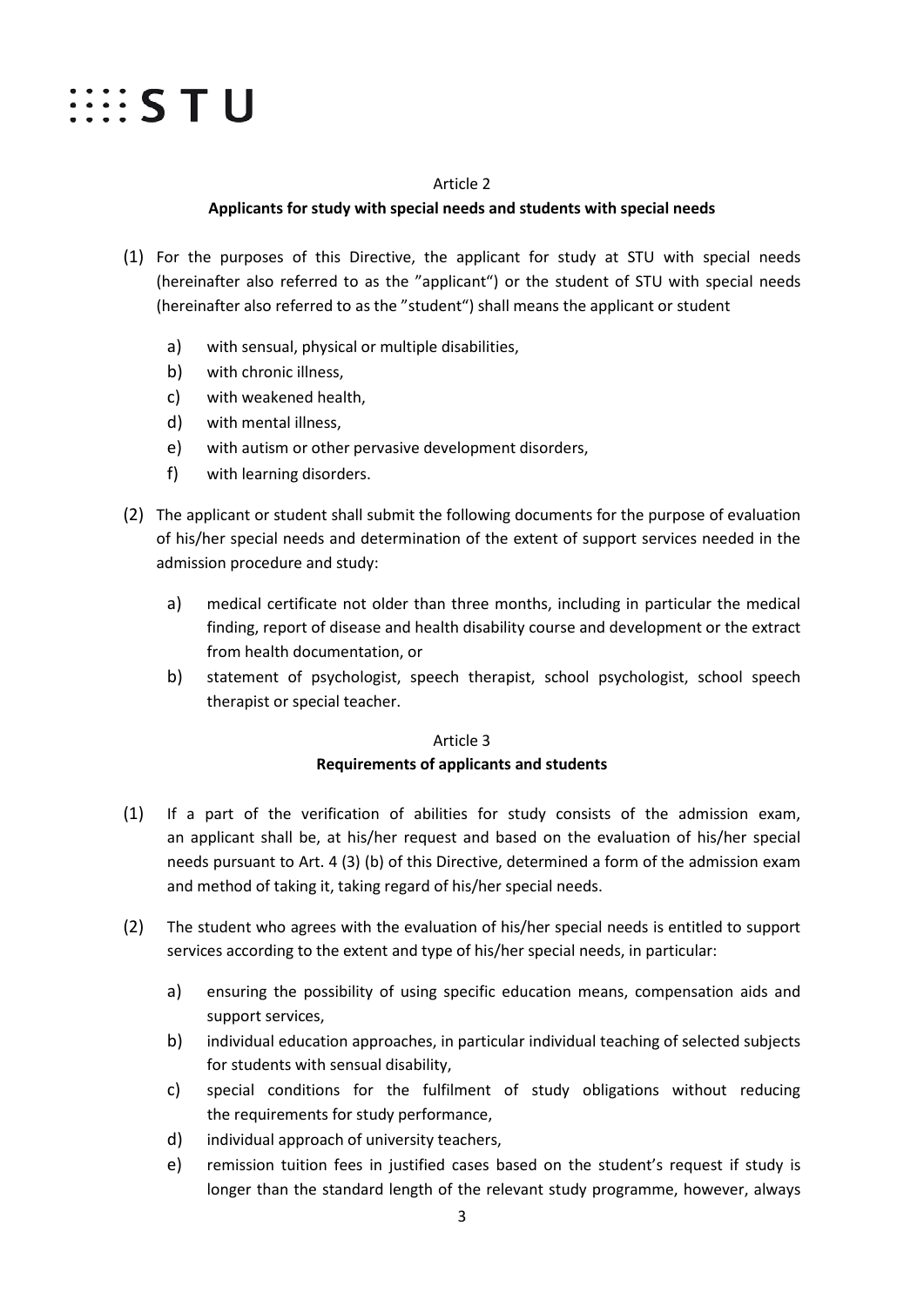## Article 2

### Applicants for study with special needs and students with special needs

(1) For the purposes of this Directive, the applicant for study at STU with special needs (hereinafter also referred to as the "applicant") or the student of STU with special needs (hereinafter also referred to as the "student") shall means the applicant or student

- a) with sensual, physical or multiple disabilities,
- b) with chronic illness,
- c) with weakened health,
- d) with mental illness,
- e) with autism or other pervasive development disorders,
- f) with learning disorders.

(2) The applicant or student shall submit the following documents for the purpose of evaluation of his/her special needs and determination of the extent of support services needed in the admission procedure and study:

- a) medical certificate not older than three months, including in particular the medical finding, report of disease and health disability course and development or the extract from health documentation, or
- b) statement of psychologist, speech therapist, school psychologist, school speech therapist or special teacher.

## Article 3

### Requirements of applicants and students

(1) If a part of the verification of abilities for study consists of the admission exam, an applicant shall be, at his/her request and based on the evaluation of his/her special needs pursuant to Art. 4 (3) (b) of this Directive, determined a form of the admission exam and method of taking it, taking regard of his/her special needs.

(2) The student who agrees with the evaluation of his/her special needs is entitled to support services according to the extent and type of his/her special needs, in particular:

- a) ensuring the possibility of using specific education means, compensation aids and support services,
- b) individual education approaches, in particular individual teaching of selected subjects for students with sensual disability,
- c) special conditions for the fulfilment of study obligations without reducing the requirements for study performance,
- d) individual approach of university teachers,
- e) remission tuition fees in justified cases based on the student's request if study is longer than the standard length of the relevant study programme, however, always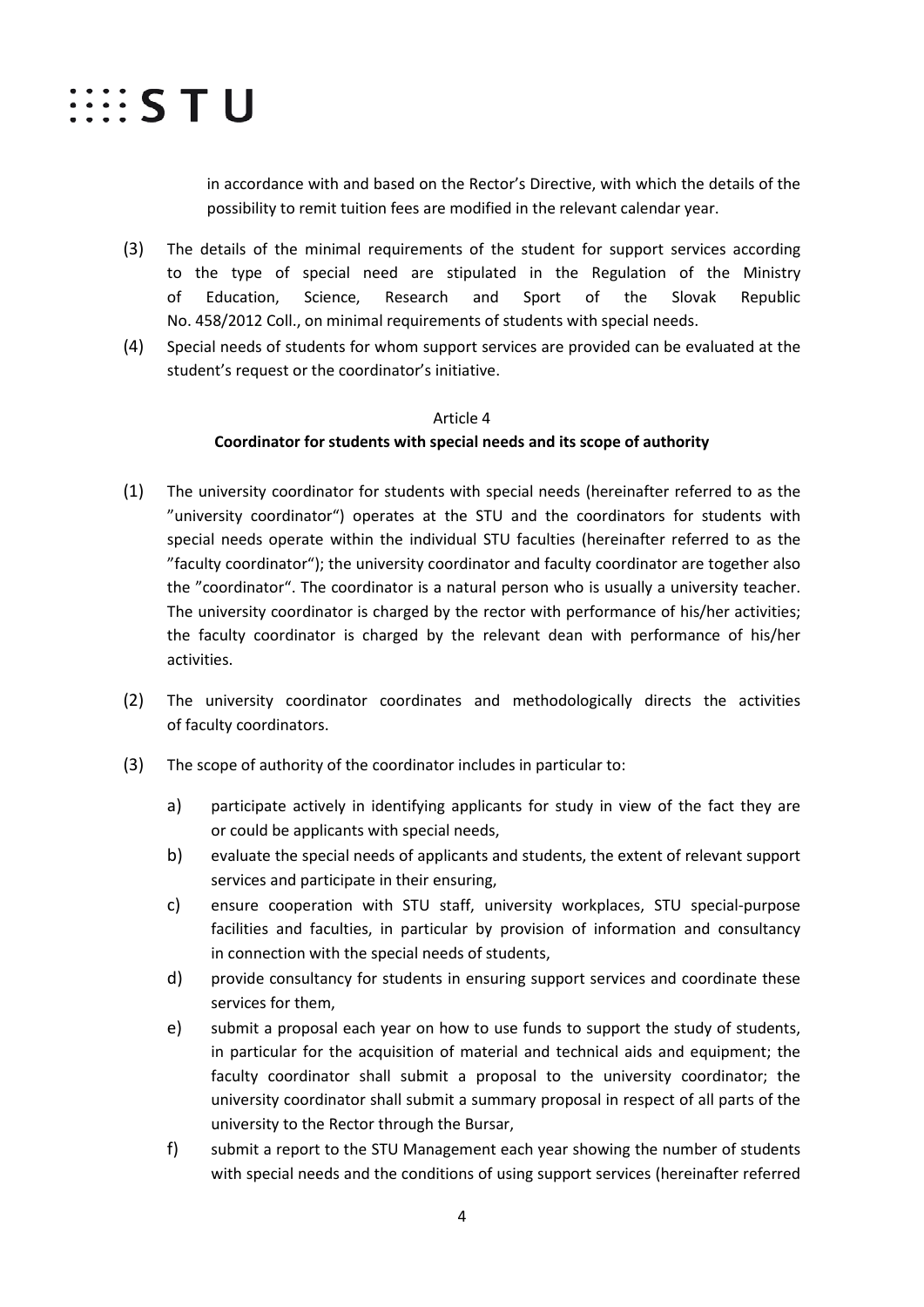in accordance with and based on the Rector's Directive, with which the details of the possibility to remit tuition fees are modified in the relevant calendar year.

(3) The details of the minimal requirements of the student for support services according to the type of special need are stipulated in the Regulation of the Ministry of Education, Science, Research and Sport of the Slovak Republic No. 458/2012 Coll., on minimal requirements of students with special needs.

(4) Special needs of students for whom support services are provided can be evaluated at the student's request or the coordinator's initiative.

Article 4

**Coordinator for students with special needs and its scope of authority**

(1) The university coordinator for students with special needs (hereinafter referred to as the "university coordinator") operates at the STU and the coordinators for students with special needs operate within the individual STU faculties (hereinafter referred to as the "faculty coordinator"); the university coordinator and faculty coordinator are together also the "coordinator". The coordinator is a natural person who is usually a university teacher. The university coordinator is charged by the rector with performance of his/her activities; the faculty coordinator is charged by the relevant dean with performance of his/her activities.

(2) The university coordinator coordinates and methodologically directs the activities of faculty coordinators.

(3) The scope of authority of the coordinator includes in particular to:

a) participate actively in identifying applicants for study in view of the fact they are or could be applicants with special needs,

b) evaluate the special needs of applicants and students, the extent of relevant support services and participate in their ensuring,

c) ensure cooperation with STU staff, university workplaces, STU special-purpose facilities and faculties, in particular by provision of information and consultancy in connection with the special needs of students,

d) provide consultancy for students in ensuring support services and coordinate these services for them,

e) submit a proposal each year on how to use funds to support the study of students, in particular for the acquisition of material and technical aids and equipment; the faculty coordinator shall submit a proposal to the university coordinator; the university coordinator shall submit a summary proposal in respect of all parts of the university to the Rector through the Bursar,

f) submit a report to the STU Management each year showing the number of students with special needs and the conditions of using support services (hereinafter referred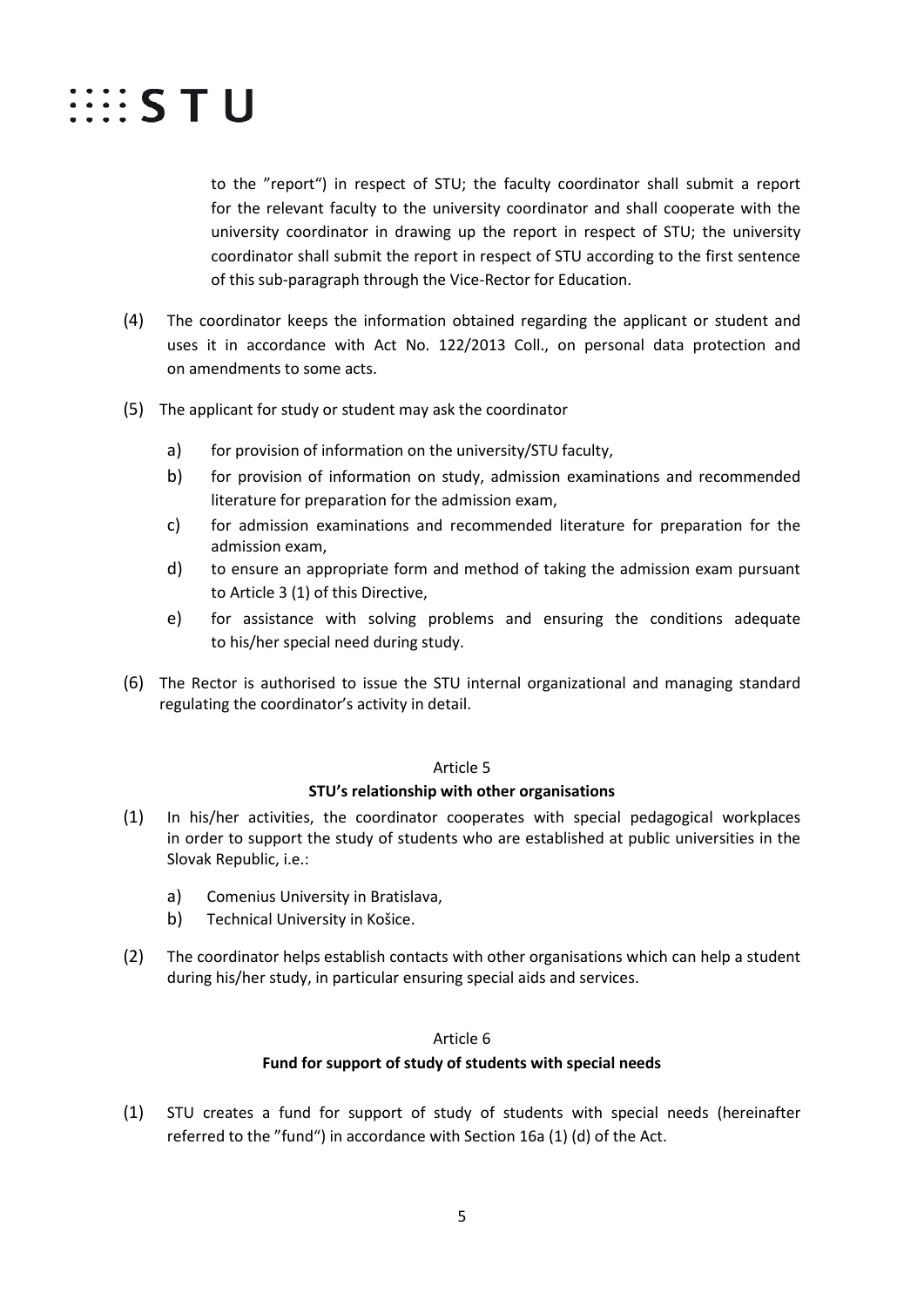to the "report") in respect of STU; the faculty coordinator shall submit a report for the relevant faculty to the university coordinator and shall cooperate with the university coordinator in drawing up the report in respect of STU; the university coordinator shall submit the report in respect of STU according to the first sentence of this sub-paragraph through the Vice-Rector for Education.

(4) The coordinator keeps the information obtained regarding the applicant or student and uses it in accordance with Act No. 122/2013 Coll., on personal data protection and on amendments to some acts.

(5) The applicant for study or student may ask the coordinator

a) for provision of information on the university/STU faculty,
b) for provision of information on study, admission examinations and recommended literature for preparation for the admission exam,
c) for admission examinations and recommended literature for preparation for the admission exam,
d) to ensure an appropriate form and method of taking the admission exam pursuant to Article 3 (1) of this Directive,
e) for assistance with solving problems and ensuring the conditions adequate to his/her special need during study.

(6) The Rector is authorised to issue the STU internal organizational and managing standard regulating the coordinator's activity in detail.

Article 5

**STU's relationship with other organisations**

(1) In his/her activities, the coordinator cooperates with special pedagogical workplaces in order to support the study of students who are established at public universities in the Slovak Republic, i.e.:

a) Comenius University in Bratislava,
b) Technical University in Košice.

(2) The coordinator helps establish contacts with other organisations which can help a student during his/her study, in particular ensuring special aids and services.

Article 6

**Fund for support of study of students with special needs**

(1) STU creates a fund for support of study of students with special needs (hereinafter referred to the "fund") in accordance with Section 16a (1) (d) of the Act.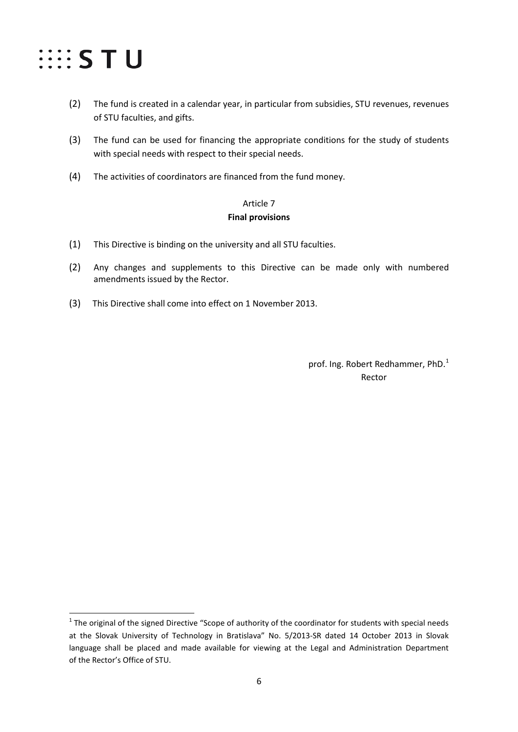(2) The fund is created in a calendar year, in particular from subsidies, STU revenues, revenues of STU faculties, and gifts.

(3) The fund can be used for financing the appropriate conditions for the study of students with special needs with respect to their special needs.

(4) The activities of coordinators are financed from the fund money.

Article 7

**Final provisions**

(1) This Directive is binding on the university and all STU faculties.

(2) Any changes and supplements to this Directive can be made only with numbered amendments issued by the Rector.

(3) This Directive shall come into effect on 1 November 2013.

prof. Ing. Robert Redhammer, PhD.[1]
Rector

[1] The original of the signed Directive "Scope of authority of the coordinator for students with special needs at the Slovak University of Technology in Bratislava" No. 5/2013-SR dated 14 October 2013 in Slovak language shall be placed and made available for viewing at the Legal and Administration Department of the Rector's Office of STU.